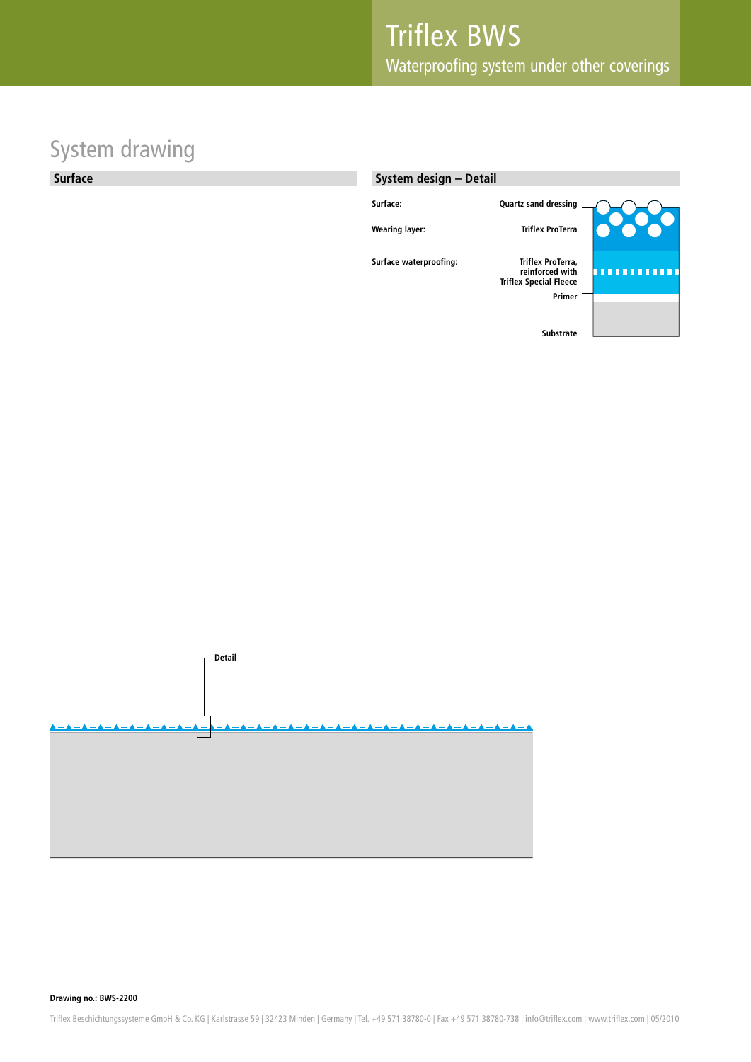# Triflex BWS

Waterproofing system under other coverings

## System drawing

### Surface

### System design – Detail

| | |
|---|---|
| Surface: | Quartz sand dressing |
| Wearing layer: | Triflex ProTerra |
| Surface waterproofing: | Triflex ProTerra, reinforced with Triflex Special Fleece |
| | Primer |
| | Substrate |

Detail

**Drawing no.: BWS-2200**

Triflex Beschichtungssysteme GmbH & Co. KG | Karlstrasse 59 | 32423 Minden | Germany | Tel. +49 571 38780-0 | Fax +49 571 38780-738 | info@triflex.com | www.triflex.com | 05/2010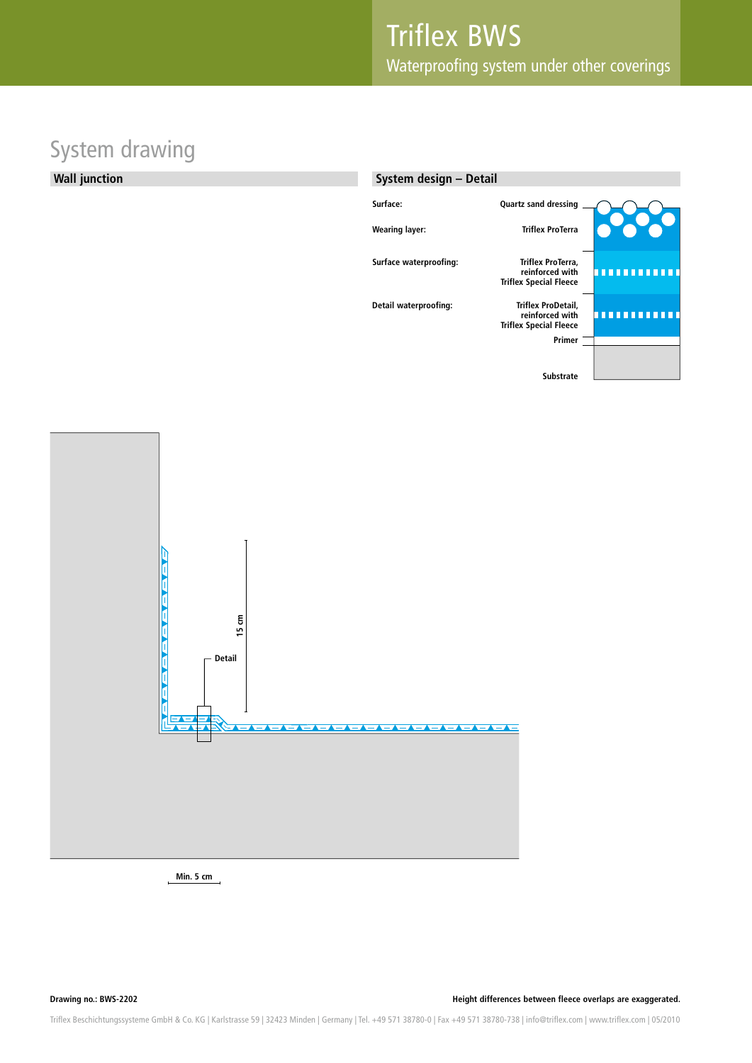# Triflex BWS

Waterproofing system under other coverings

## System drawing

### Wall junction

### System design – Detail

| | |
|---|---|
| **Surface:** | Quartz sand dressing |
| **Wearing layer:** | Triflex ProTerra |
| **Surface waterproofing:** | Triflex ProTerra, reinforced with Triflex Special Fleece |
| **Detail waterproofing:** | Triflex ProDetail, reinforced with Triflex Special Fleece |
| | Primer |
| | Substrate |

15 cm

Detail

Min. 5 cm

**Drawing no.: BWS-2202**

**Height differences between fleece overlaps are exaggerated.**

Triflex Beschichtungssysteme GmbH & Co. KG | Karlstrasse 59 | 32423 Minden | Germany | Tel. +49 571 38780-0 | Fax +49 571 38780-738 | info@triflex.com | www.triflex.com | 05/2010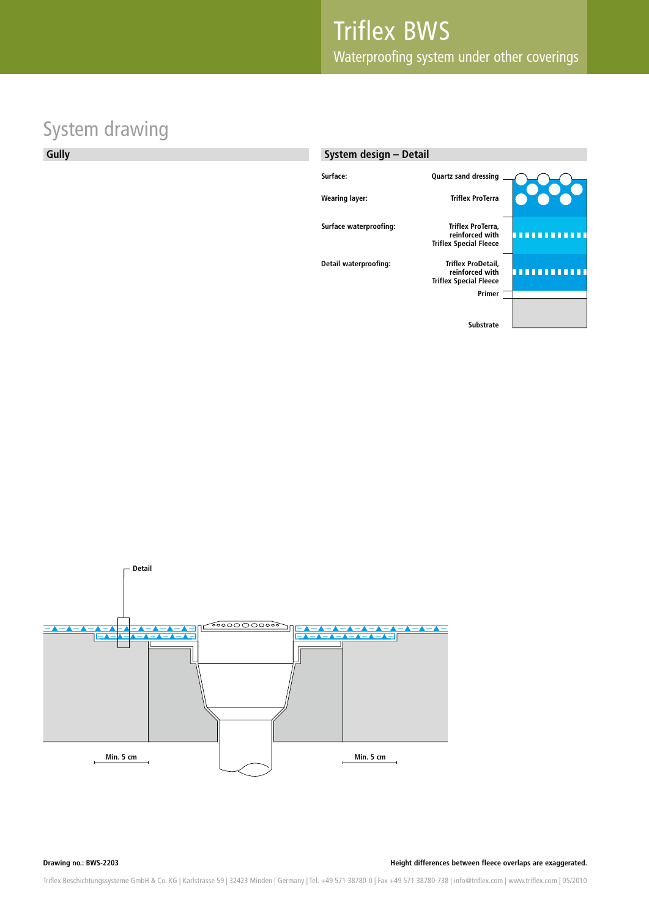# Triflex BWS

Waterproofing system under other coverings

## System drawing

### Gully

### System design – Detail

| Layer | Product |
|---|---|
| Surface: | Quartz sand dressing |
| Wearing layer: | Triflex ProTerra |
| Surface waterproofing: | Triflex ProTerra, reinforced with Triflex Special Fleece |
| Detail waterproofing: | Triflex ProDetail, reinforced with Triflex Special Fleece |
| | Primer |
| | Substrate |

Detail

Min. 5 cm

Min. 5 cm

**Drawing no.: BWS-2203**

**Height differences between fleece overlaps are exaggerated.**

Triflex Beschichtungssysteme GmbH & Co. KG | Karlstrasse 59 | 32423 Minden | Germany | Tel. +49 571 38780-0 | Fax +49 571 38780-738 | info@triflex.com | www.triflex.com | 05/2010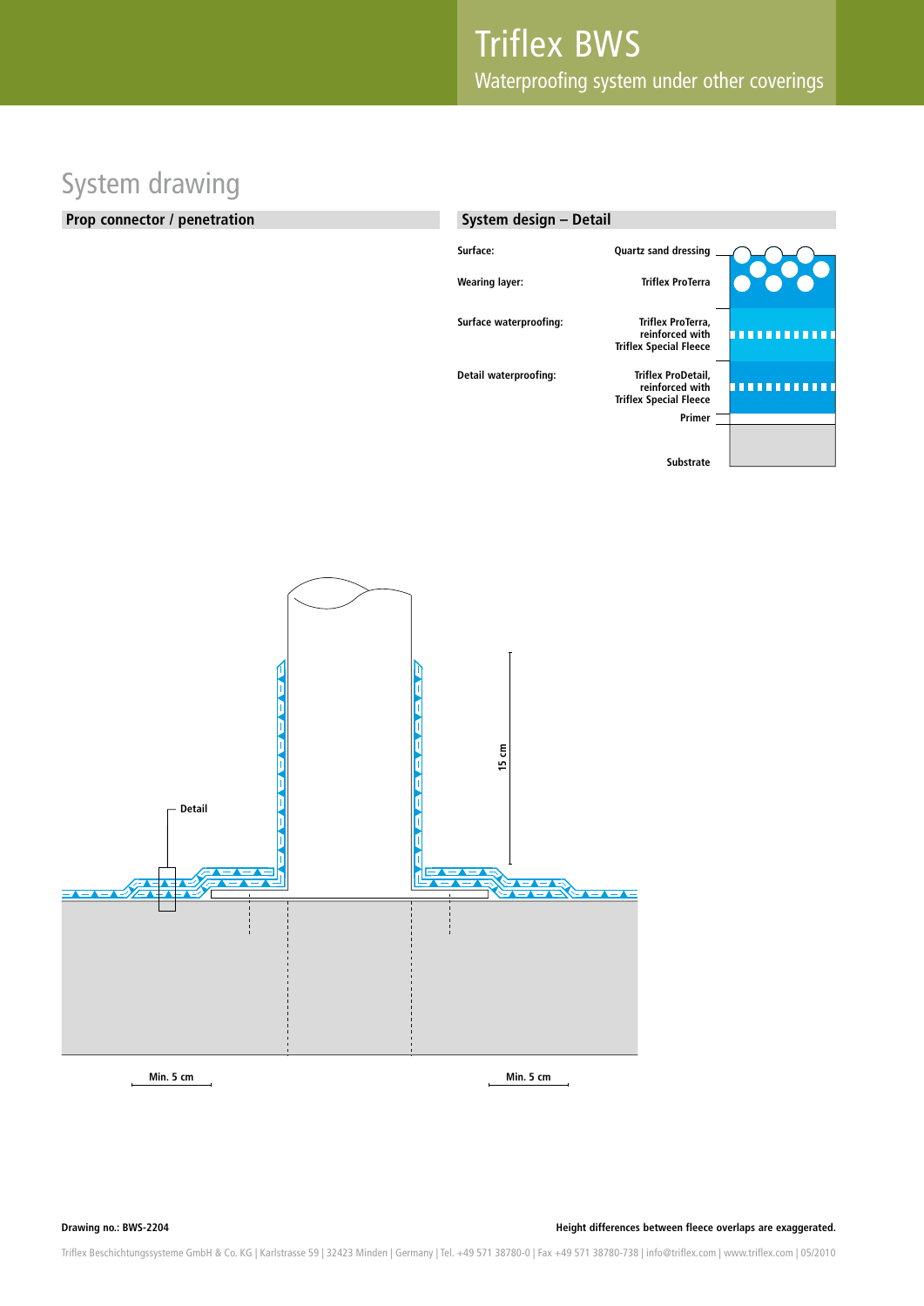# Triflex BWS

Waterproofing system under other coverings

## System drawing

### Prop connector / penetration

### System design – Detail

| Layer | Material |
|---|---|
| Surface: | Quartz sand dressing |
| Wearing layer: | Triflex ProTerra |
| Surface waterproofing: | Triflex ProTerra, reinforced with Triflex Special Fleece |
| Detail waterproofing: | Triflex ProDetail, reinforced with Triflex Special Fleece |
| | Primer |
| | Substrate |

Detail

15 cm

Min. 5 cm

Min. 5 cm

**Drawing no.: BWS-2204**

**Height differences between fleece overlaps are exaggerated.**

Triflex Beschichtungssysteme GmbH & Co. KG | Karlstrasse 59 | 32423 Minden | Germany | Tel. +49 571 38780-0 | Fax +49 571 38780-738 | info@triflex.com | www.triflex.com | 05/2010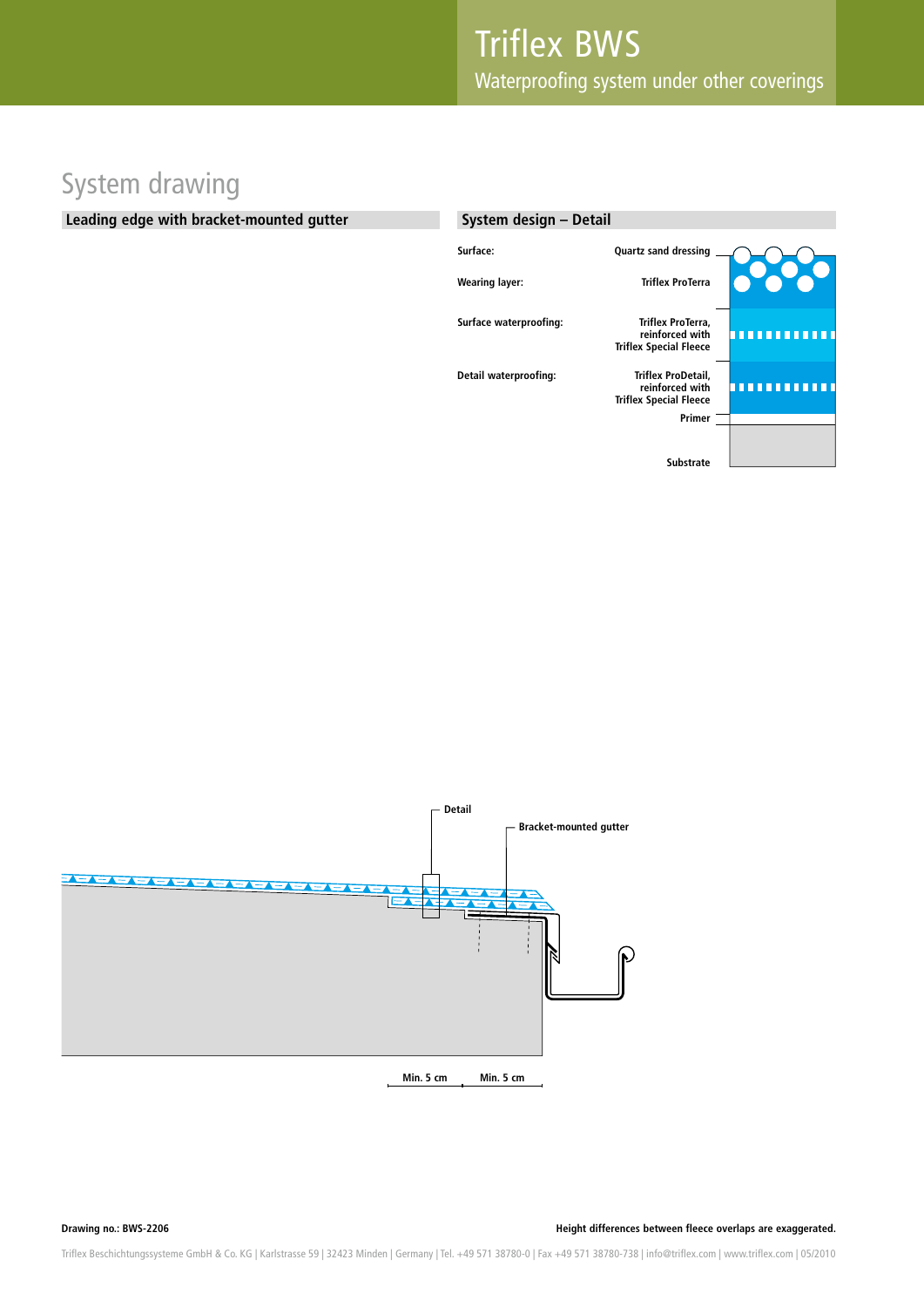# Triflex BWS

Waterproofing system under other coverings

## System drawing

### Leading edge with bracket-mounted gutter

### System design – Detail

| Layer | Material |
|---|---|
| Surface: | Quartz sand dressing |
| Wearing layer: | Triflex ProTerra |
| Surface waterproofing: | Triflex ProTerra, reinforced with Triflex Special Fleece |
| Detail waterproofing: | Triflex ProDetail, reinforced with Triflex Special Fleece |
| | Primer |
| | Substrate |

Detail

Bracket-mounted gutter

Min. 5 cm

Min. 5 cm

Drawing no.: BWS-2206

Height differences between fleece overlaps are exaggerated.

Triflex Beschichtungssysteme GmbH & Co. KG | Karlstrasse 59 | 32423 Minden | Germany | Tel. +49 571 38780-0 | Fax +49 571 38780-738 | info@triflex.com | www.triflex.com | 05/2010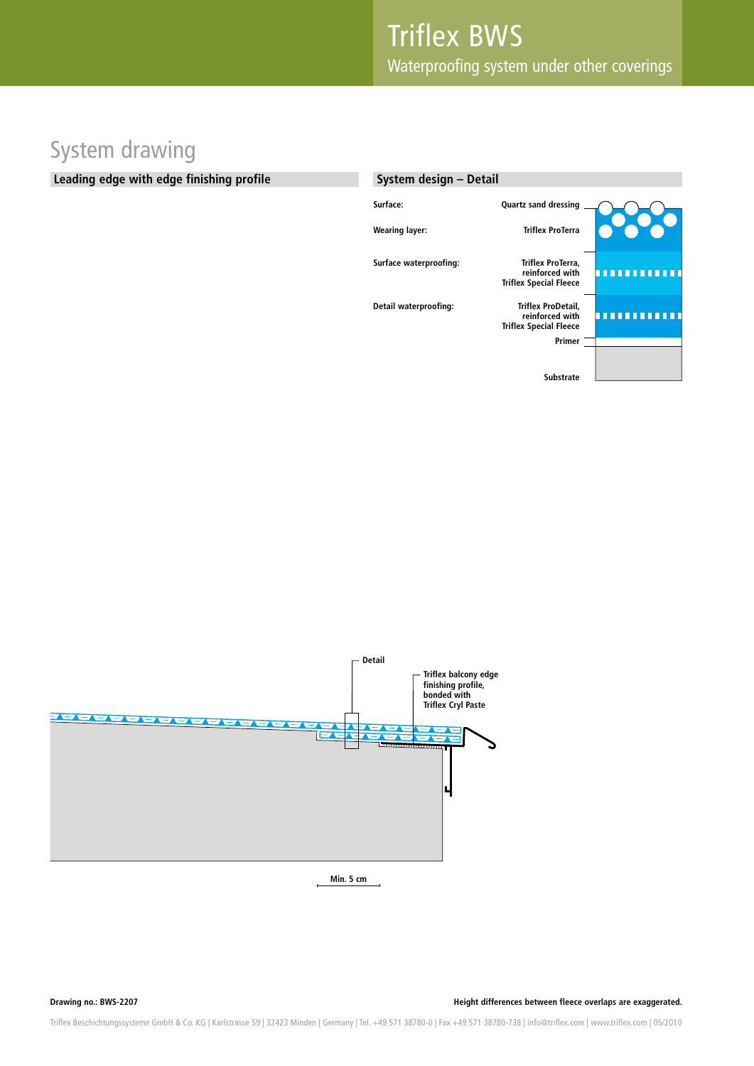# Triflex BWS

Waterproofing system under other coverings

## System drawing

### Leading edge with edge finishing profile

Detail

Triflex balcony edge finishing profile, bonded with Triflex Cryl Paste

Min. 5 cm

### System design – Detail

| Layer | Material |
|---|---|
| Surface: | Quartz sand dressing |
| Wearing layer: | Triflex ProTerra |
| Surface waterproofing: | Triflex ProTerra, reinforced with Triflex Special Fleece |
| Detail waterproofing: | Triflex ProDetail, reinforced with Triflex Special Fleece |
| | Primer |
| | Substrate |

**Drawing no.: BWS-2207**

**Height differences between fleece overlaps are exaggerated.**

Triflex Beschichtungssysteme GmbH & Co. KG | Karlstrasse 59 | 32423 Minden | Germany | Tel. +49 571 38780-0 | Fax +49 571 38780-738 | info@triflex.com | www.triflex.com | 05/2010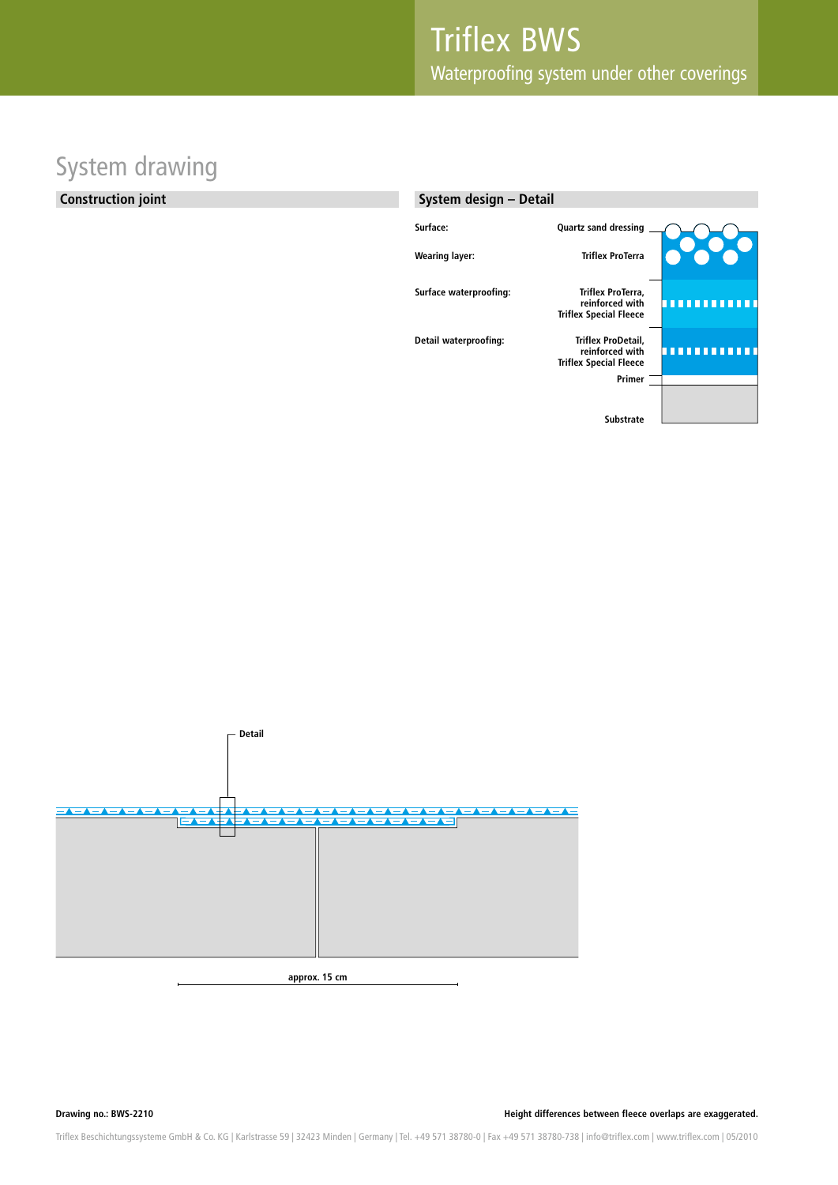# System drawing

## Construction joint

## System design – Detail

| Layer | Material |
|---|---|
| Surface: | Quartz sand dressing |
| Wearing layer: | Triflex ProTerra |
| Surface waterproofing: | Triflex ProTerra, reinforced with Triflex Special Fleece |
| Detail waterproofing: | Triflex ProDetail, reinforced with Triflex Special Fleece |
| | Primer |
| | Substrate |

Detail

approx. 15 cm

Drawing no.: BWS-2210

Height differences between fleece overlaps are exaggerated.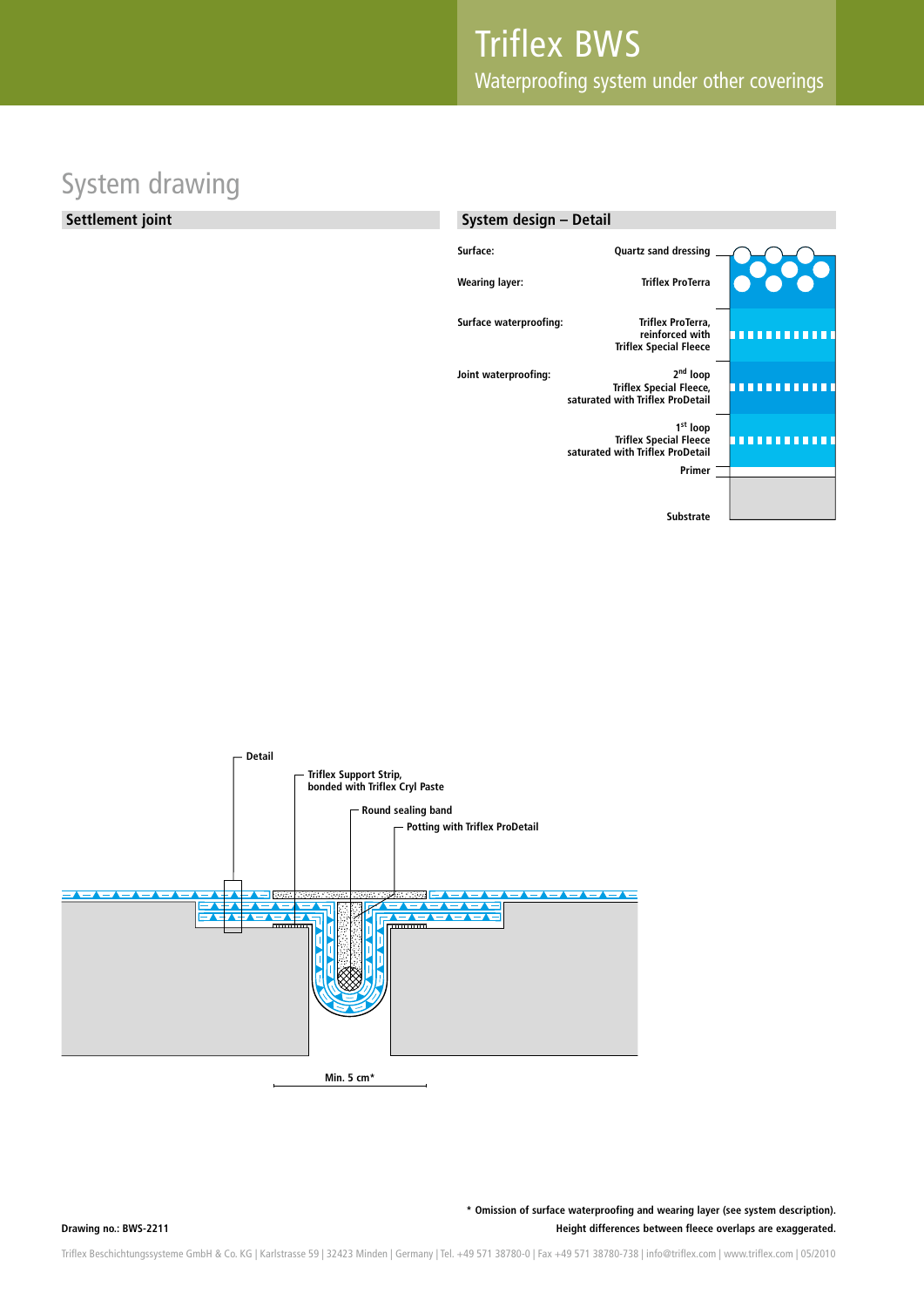# Triflex BWS

Waterproofing system under other coverings

## System drawing

### Settlement joint

### System design – Detail

Surface: Quartz sand dressing

Wearing layer: Triflex ProTerra

Surface waterproofing: Triflex ProTerra, reinforced with Triflex Special Fleece

Joint waterproofing:
2nd loop
Triflex Special Fleece, saturated with Triflex ProDetail

1st loop
Triflex Special Fleece saturated with Triflex ProDetail

Primer

Substrate

Detail

Triflex Support Strip, bonded with Triflex Cryl Paste

Round sealing band

Potting with Triflex ProDetail

Min. 5 cm*

Drawing no.: BWS-2211

\* Omission of surface waterproofing and wearing layer (see system description).
Height differences between fleece overlaps are exaggerated.

Triflex Beschichtungssysteme GmbH & Co. KG | Karlstrasse 59 | 32423 Minden | Germany | Tel. +49 571 38780-0 | Fax +49 571 38780-738 | info@triflex.com | www.triflex.com | 05/2010